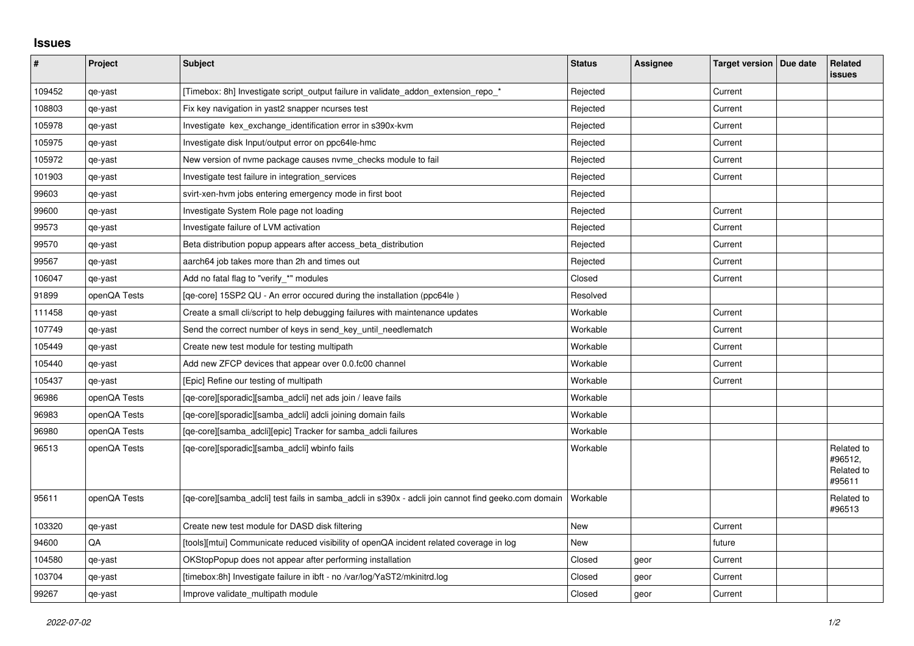# Issues

| # | Project | Subject | Status | Assignee | Target version | Due date | Related issues |
|---|---|---|---|---|---|---|---|
| 109452 | qe-yast | [Timebox: 8h] Investigate script_output failure in validate_addon_extension_repo_* | Rejected | | Current | | |
| 108803 | qe-yast | Fix key navigation in yast2 snapper ncurses test | Rejected | | Current | | |
| 105978 | qe-yast | Investigate kex_exchange_identification error in s390x-kvm | Rejected | | Current | | |
| 105975 | qe-yast | Investigate disk Input/output error on ppc64le-hmc | Rejected | | Current | | |
| 105972 | qe-yast | New version of nvme package causes nvme_checks module to fail | Rejected | | Current | | |
| 101903 | qe-yast | Investigate test failure in integration_services | Rejected | | Current | | |
| 99603 | qe-yast | svirt-xen-hvm jobs entering emergency mode in first boot | Rejected | | | | |
| 99600 | qe-yast | Investigate System Role page not loading | Rejected | | Current | | |
| 99573 | qe-yast | Investigate failure of LVM activation | Rejected | | Current | | |
| 99570 | qe-yast | Beta distribution popup appears after access_beta_distribution | Rejected | | Current | | |
| 99567 | qe-yast | aarch64 job takes more than 2h and times out | Rejected | | Current | | |
| 106047 | qe-yast | Add no fatal flag to "verify_*" modules | Closed | | Current | | |
| 91899 | openQA Tests | [qe-core] 15SP2 QU - An error occured during the installation (ppc64le ) | Resolved | | | | |
| 111458 | qe-yast | Create a small cli/script to help debugging failures with maintenance updates | Workable | | Current | | |
| 107749 | qe-yast | Send the correct number of keys in send_key_until_needlematch | Workable | | Current | | |
| 105449 | qe-yast | Create new test module for testing multipath | Workable | | Current | | |
| 105440 | qe-yast | Add new ZFCP devices that appear over 0.0.fc00 channel | Workable | | Current | | |
| 105437 | qe-yast | [Epic] Refine our testing of multipath | Workable | | Current | | |
| 96986 | openQA Tests | [qe-core][sporadic][samba_adcli] net ads join / leave fails | Workable | | | | |
| 96983 | openQA Tests | [qe-core][sporadic][samba_adcli] adcli joining domain fails | Workable | | | | |
| 96980 | openQA Tests | [qe-core][samba_adcli][epic] Tracker for samba_adcli failures | Workable | | | | |
| 96513 | openQA Tests | [qe-core][sporadic][samba_adcli] wbinfo fails | Workable | | | | Related to #96512, Related to #95611 |
| 95611 | openQA Tests | [qe-core][samba_adcli] test fails in samba_adcli in s390x - adcli join cannot find geeko.com domain | Workable | | | | Related to #96513 |
| 103320 | qe-yast | Create new test module for DASD disk filtering | New | | Current | | |
| 94600 | QA | [tools][mtui] Communicate reduced visibility of openQA incident related coverage in log | New | | future | | |
| 104580 | qe-yast | OKStopPopup does not appear after performing installation | Closed | geor | Current | | |
| 103704 | qe-yast | [timebox:8h] Investigate failure in ibft - no /var/log/YaST2/mkinitrd.log | Closed | geor | Current | | |
| 99267 | qe-yast | Improve validate_multipath module | Closed | geor | Current | | |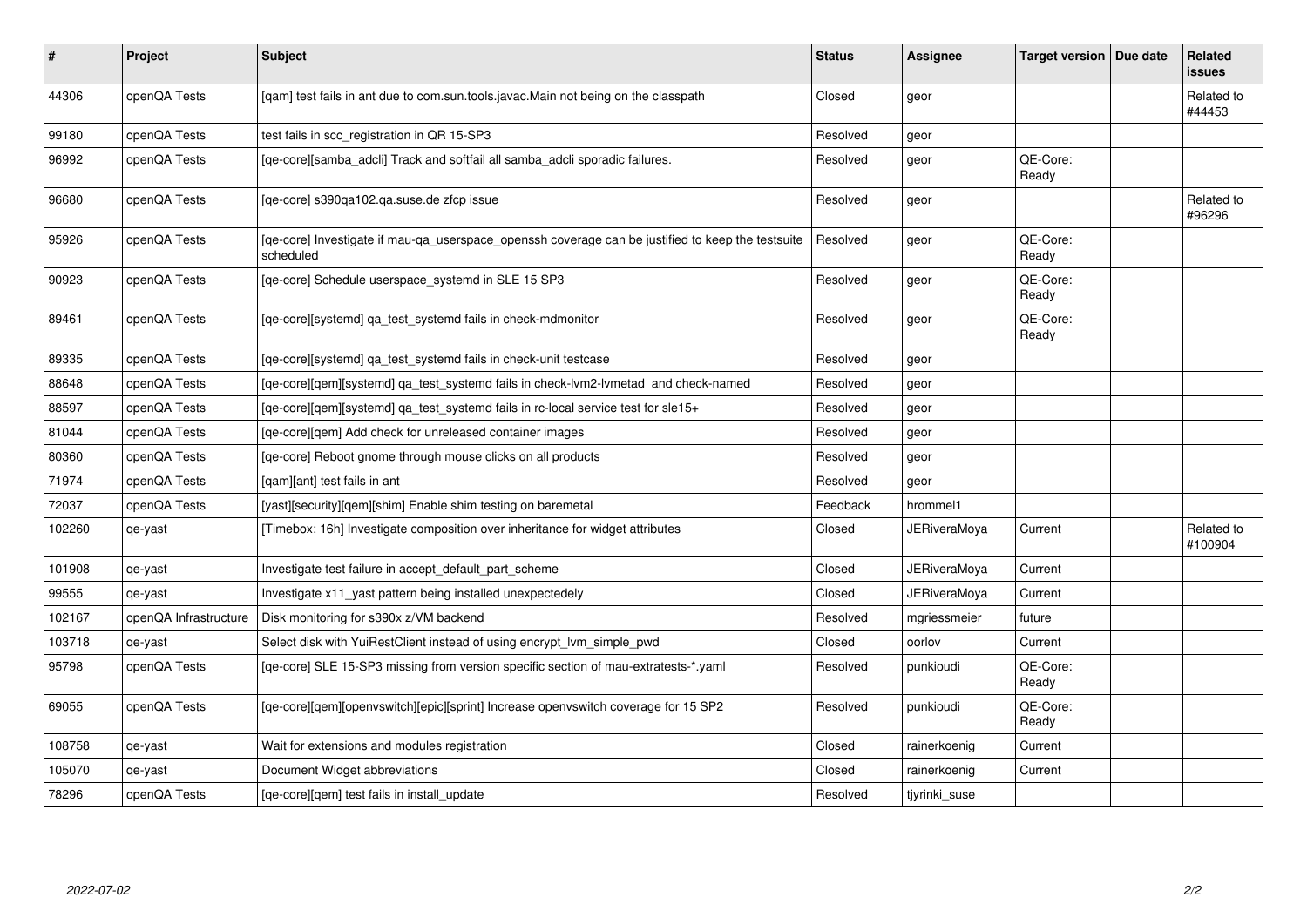| # | Project | Subject | Status | Assignee | Target version | Due date | Related issues |
|---|---|---|---|---|---|---|---|
| 44306 | openQA Tests | [qam] test fails in ant due to com.sun.tools.javac.Main not being on the classpath | Closed | geor | | | Related to #44453 |
| 99180 | openQA Tests | test fails in scc_registration in QR 15-SP3 | Resolved | geor | | | |
| 96992 | openQA Tests | [qe-core][samba_adcli] Track and softfail all samba_adcli sporadic failures. | Resolved | geor | QE-Core: Ready | | |
| 96680 | openQA Tests | [qe-core] s390qa102.qa.suse.de zfcp issue | Resolved | geor | | | Related to #96296 |
| 95926 | openQA Tests | [qe-core] Investigate if mau-qa_userspace_openssh coverage can be justified to keep the testsuite scheduled | Resolved | geor | QE-Core: Ready | | |
| 90923 | openQA Tests | [qe-core] Schedule userspace_systemd in SLE 15 SP3 | Resolved | geor | QE-Core: Ready | | |
| 89461 | openQA Tests | [qe-core][systemd] qa_test_systemd fails in check-mdmonitor | Resolved | geor | QE-Core: Ready | | |
| 89335 | openQA Tests | [qe-core][systemd] qa_test_systemd fails in check-unit testcase | Resolved | geor | | | |
| 88648 | openQA Tests | [qe-core][qem][systemd] qa_test_systemd fails in check-lvm2-lvmetad and check-named | Resolved | geor | | | |
| 88597 | openQA Tests | [qe-core][qem][systemd] qa_test_systemd fails in rc-local service test for sle15+ | Resolved | geor | | | |
| 81044 | openQA Tests | [qe-core][qem] Add check for unreleased container images | Resolved | geor | | | |
| 80360 | openQA Tests | [qe-core] Reboot gnome through mouse clicks on all products | Resolved | geor | | | |
| 71974 | openQA Tests | [qam][ant] test fails in ant | Resolved | geor | | | |
| 72037 | openQA Tests | [yast][security][qem][shim] Enable shim testing on baremetal | Feedback | hrommel1 | | | |
| 102260 | qe-yast | [Timebox: 16h] Investigate composition over inheritance for widget attributes | Closed | JERiveraMoya | Current | | Related to #100904 |
| 101908 | qe-yast | Investigate test failure in accept_default_part_scheme | Closed | JERiveraMoya | Current | | |
| 99555 | qe-yast | Investigate x11_yast pattern being installed unexpectedely | Closed | JERiveraMoya | Current | | |
| 102167 | openQA Infrastructure | Disk monitoring for s390x z/VM backend | Resolved | mgriessmeier | future | | |
| 103718 | qe-yast | Select disk with YuiRestClient instead of using encrypt_lvm_simple_pwd | Closed | oorlov | Current | | |
| 95798 | openQA Tests | [qe-core] SLE 15-SP3 missing from version specific section of mau-extratests-*.yaml | Resolved | punkioudi | QE-Core: Ready | | |
| 69055 | openQA Tests | [qe-core][qem][openvswitch][epic][sprint] Increase openvswitch coverage for 15 SP2 | Resolved | punkioudi | QE-Core: Ready | | |
| 108758 | qe-yast | Wait for extensions and modules registration | Closed | rainerkoenig | Current | | |
| 105070 | qe-yast | Document Widget abbreviations | Closed | rainerkoenig | Current | | |
| 78296 | openQA Tests | [qe-core][qem] test fails in install_update | Resolved | tjyrinki_suse | | | |